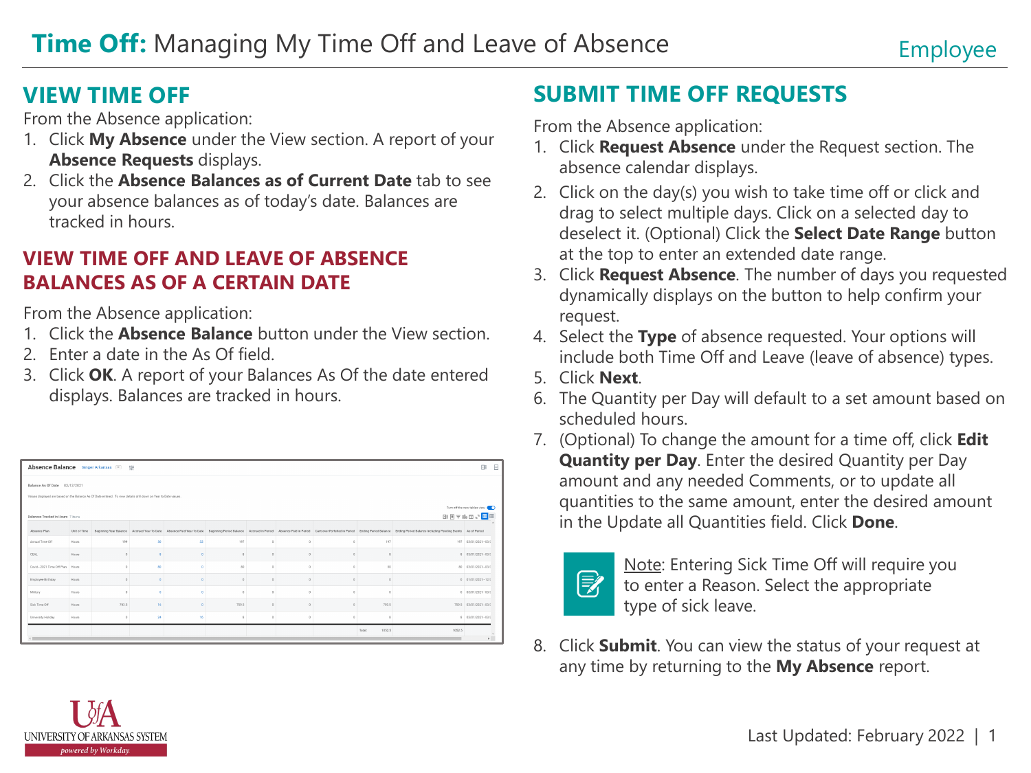# **Time Off:** Managing My Time Off and Leave of Absence

Employee

## VIEW TIME OFF

From the Absence application:

1. Click **My Absence** under the View section. A report of your **Absence Requests** displays.
2. Click the **Absence Balances as of Current Date** tab to see your absence balances as of today's date. Balances are tracked in hours.

## VIEW TIME OFF AND LEAVE OF ABSENCE BALANCES AS OF A CERTAIN DATE

From the Absence application:

1. Click the **Absence Balance** button under the View section.
2. Enter a date in the As Of field.
3. Click **OK**. A report of your Balances As Of the date entered displays. Balances are tracked in hours.

## SUBMIT TIME OFF REQUESTS

From the Absence application:

1. Click **Request Absence** under the Request section. The absence calendar displays.
2. Click on the day(s) you wish to take time off or click and drag to select multiple days. Click on a selected day to deselect it. (Optional) Click the **Select Date Range** button at the top to enter an extended date range.
3. Click **Request Absence**. The number of days you requested dynamically displays on the button to help confirm your request.
4. Select the **Type** of absence requested. Your options will include both Time Off and Leave (leave of absence) types.
5. Click **Next**.
6. The Quantity per Day will default to a set amount based on scheduled hours.
7. (Optional) To change the amount for a time off, click **Edit Quantity per Day**. Enter the desired Quantity per Day amount and any needed Comments, or to update all quantities to the same amount, enter the desired amount in the Update all Quantities field. Click **Done**.

> Note: Entering Sick Time Off will require you to enter a Reason. Select the appropriate type of sick leave.

8. Click **Submit**. You can view the status of your request at any time by returning to the **My Absence** report.

Last Updated: February 2022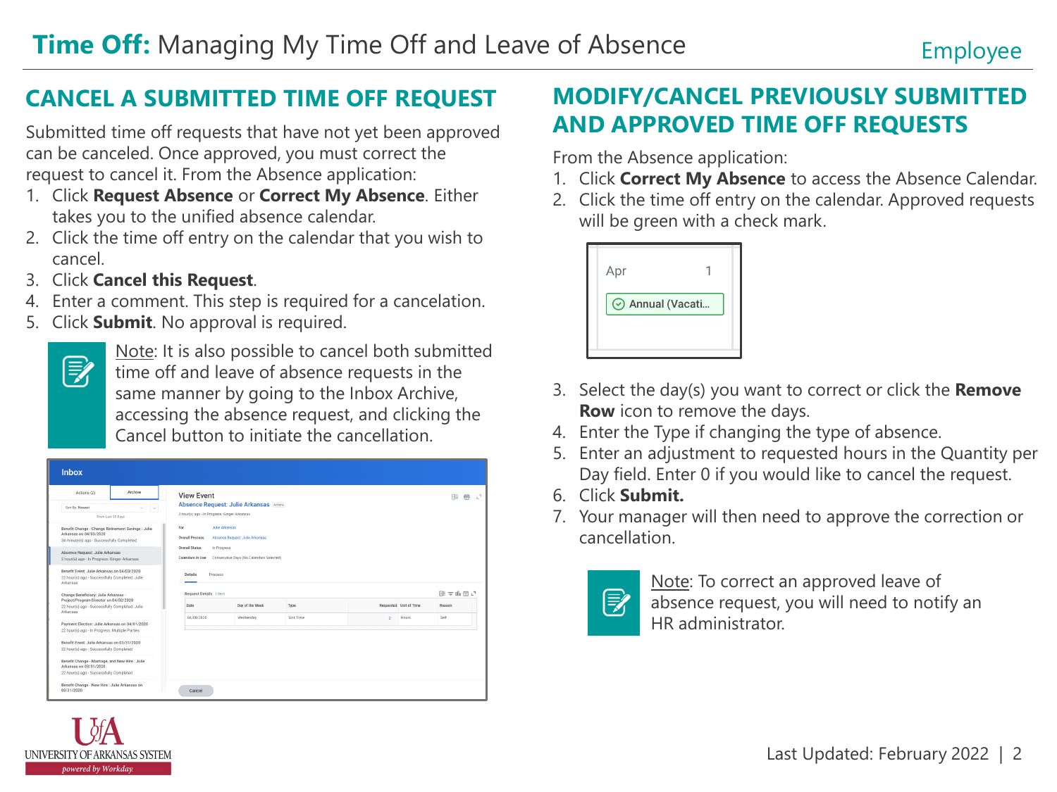# **Time Off:** Managing My Time Off and Leave of Absence

Employee

## CANCEL A SUBMITTED TIME OFF REQUEST

Submitted time off requests that have not yet been approved can be canceled. Once approved, you must correct the request to cancel it. From the Absence application:

1. Click **Request Absence** or **Correct My Absence**. Either takes you to the unified absence calendar.
2. Click the time off entry on the calendar that you wish to cancel.
3. Click **Cancel this Request**.
4. Enter a comment. This step is required for a cancelation.
5. Click **Submit**. No approval is required.

Note: It is also possible to cancel both submitted time off and leave of absence requests in the same manner by going to the Inbox Archive, accessing the absence request, and clicking the Cancel button to initiate the cancellation.

## MODIFY/CANCEL PREVIOUSLY SUBMITTED AND APPROVED TIME OFF REQUESTS

From the Absence application:

1. Click **Correct My Absence** to access the Absence Calendar.
2. Click the time off entry on the calendar. Approved requests will be green with a check mark.
3. Select the day(s) you want to correct or click the **Remove Row** icon to remove the days.
4. Enter the Type if changing the type of absence.
5. Enter an adjustment to requested hours in the Quantity per Day field. Enter 0 if you would like to cancel the request.
6. Click **Submit.**
7. Your manager will then need to approve the correction or cancellation.

Note: To correct an approved leave of absence request, you will need to notify an HR administrator.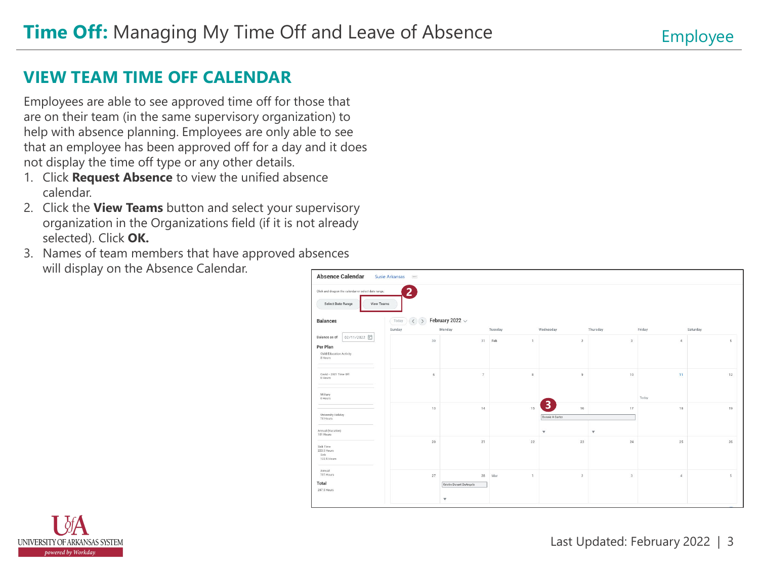# Time Off: Managing My Time Off and Leave of Absence

## VIEW TEAM TIME OFF CALENDAR

Employees are able to see approved time off for those that are on their team (in the same supervisory organization) to help with absence planning. Employees are only able to see that an employee has been approved off for a day and it does not display the time off type or any other details.

1. Click **Request Absence** to view the unified absence calendar.
2. Click the **View Teams** button and select your supervisory organization in the Organizations field (if it is not already selected). Click **OK.**
3. Names of team members that have approved absences will display on the Absence Calendar.